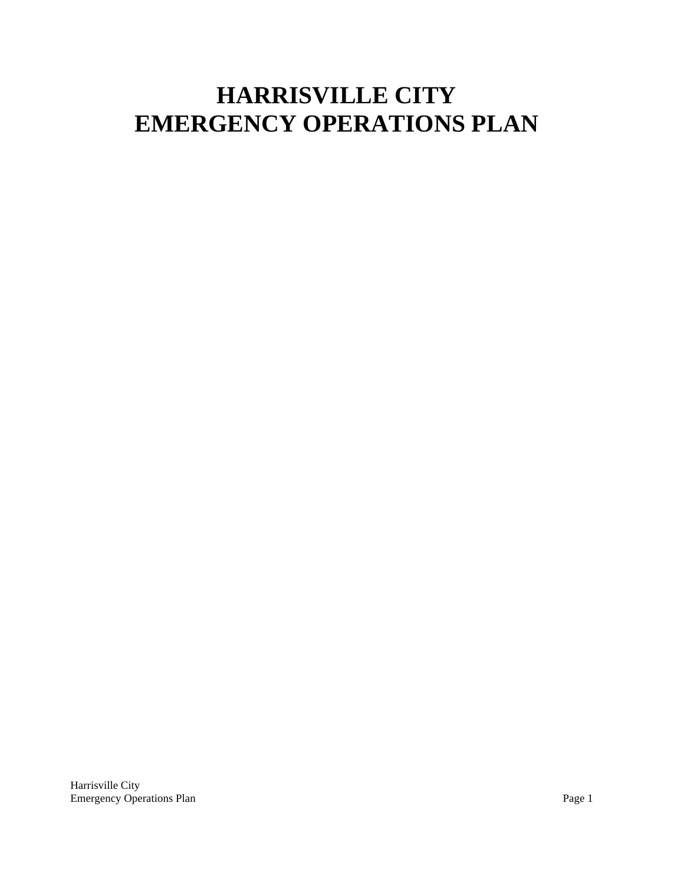# HARRISVILLE CITY EMERGENCY OPERATIONS PLAN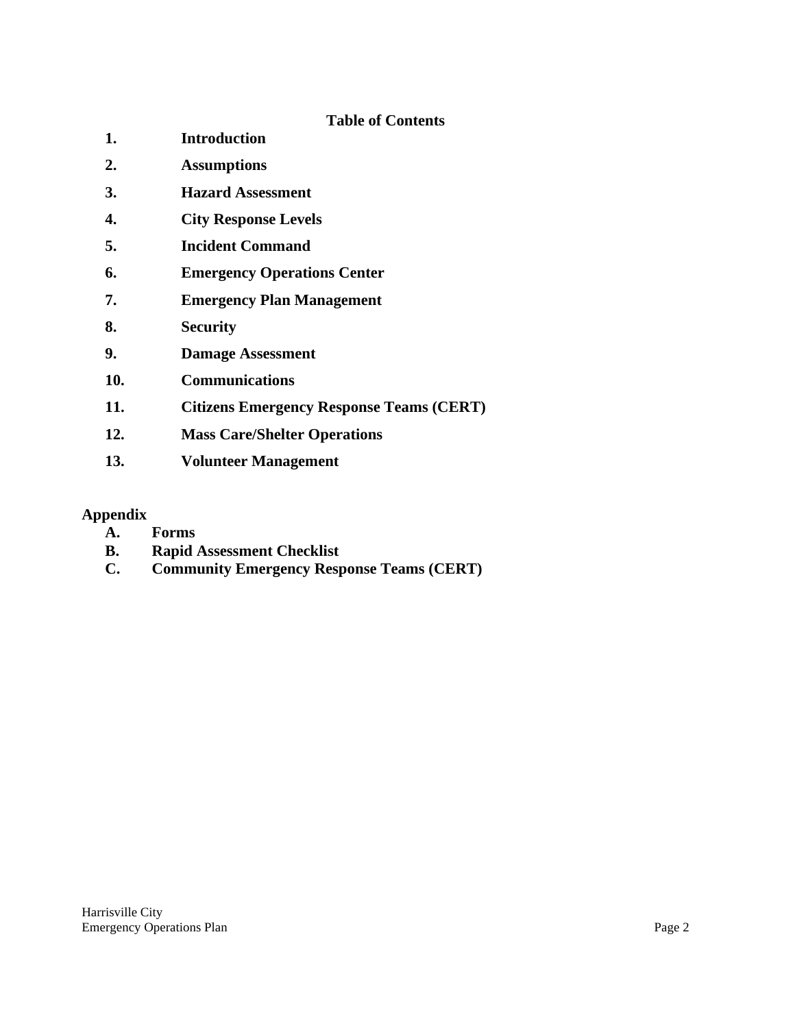# Table of Contents

1. **Introduction**
2. **Assumptions**
3. **Hazard Assessment**
4. **City Response Levels**
5. **Incident Command**
6. **Emergency Operations Center**
7. **Emergency Plan Management**
8. **Security**
9. **Damage Assessment**
10. **Communications**
11. **Citizens Emergency Response Teams (CERT)**
12. **Mass Care/Shelter Operations**
13. **Volunteer Management**

## Appendix

- **A. Forms**
- **B. Rapid Assessment Checklist**
- **C. Community Emergency Response Teams (CERT)**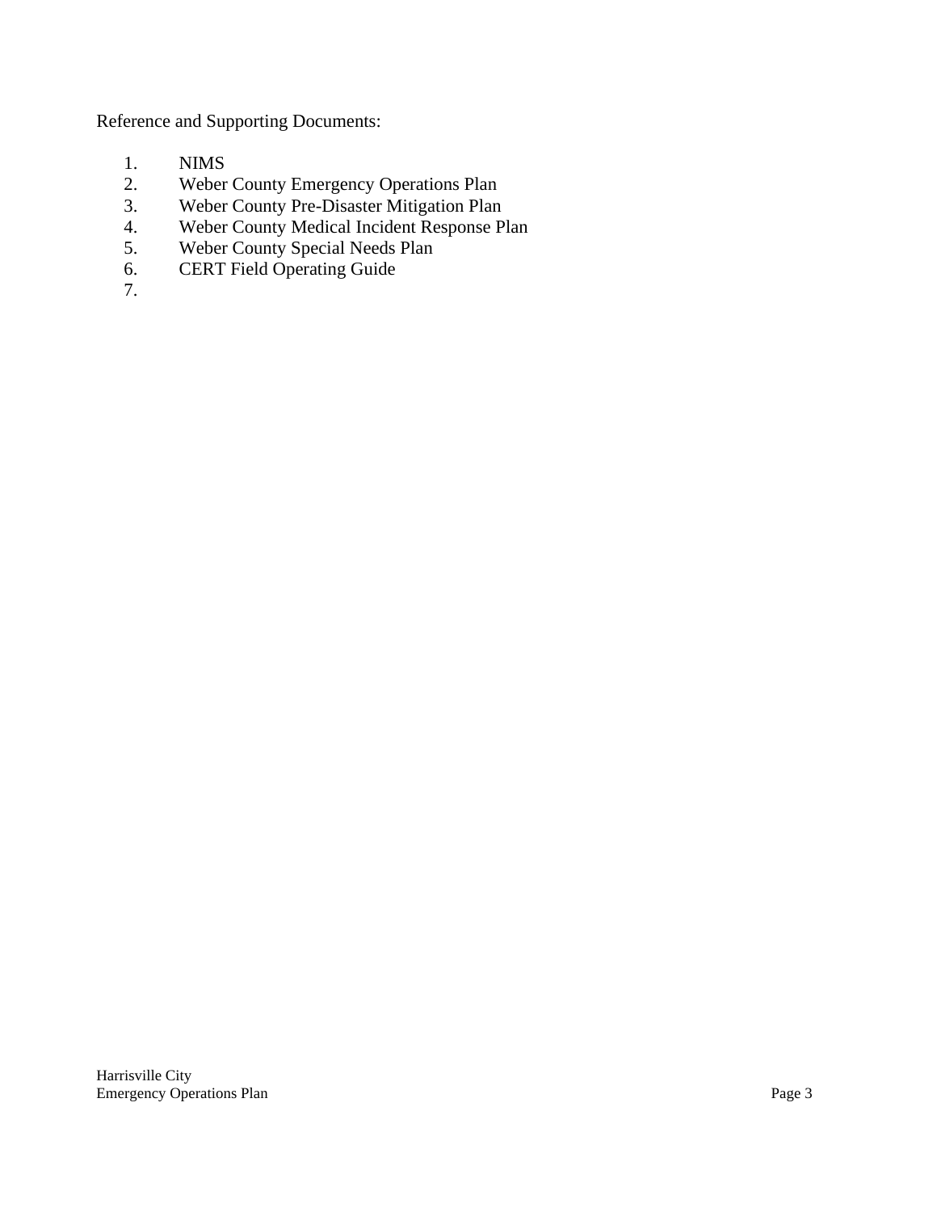Reference and Supporting Documents:

1. NIMS
2. Weber County Emergency Operations Plan
3. Weber County Pre-Disaster Mitigation Plan
4. Weber County Medical Incident Response Plan
5. Weber County Special Needs Plan
6. CERT Field Operating Guide
7.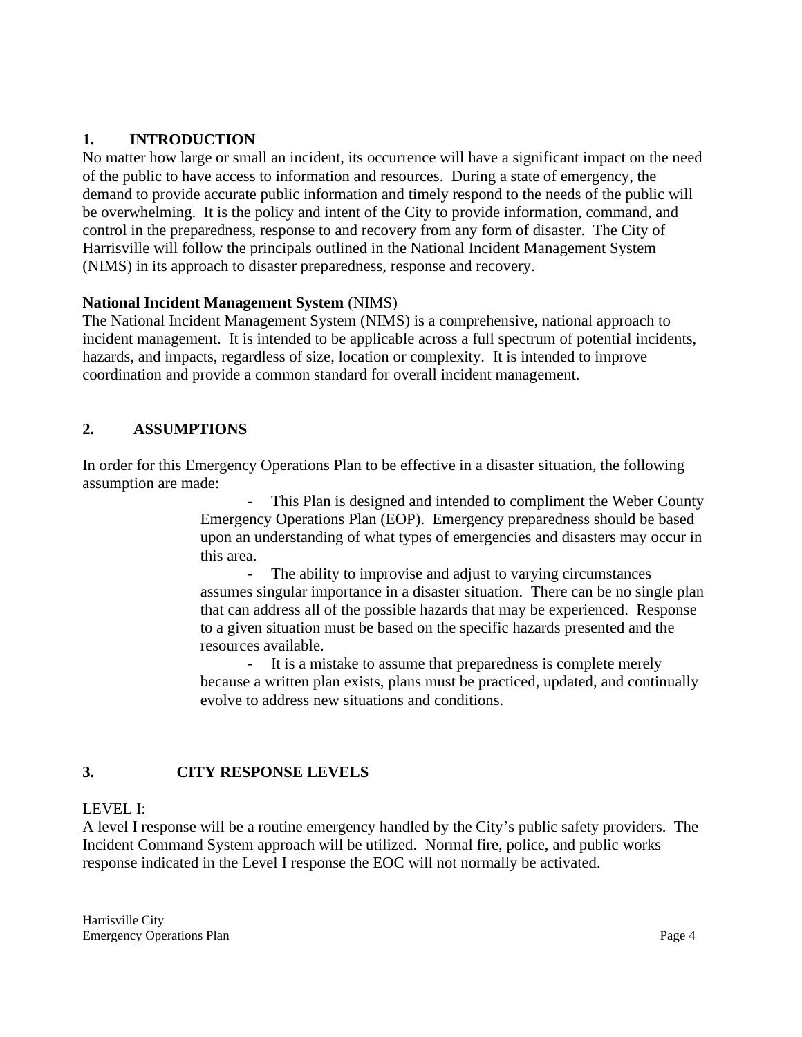## 1. INTRODUCTION

No matter how large or small an incident, its occurrence will have a significant impact on the need of the public to have access to information and resources. During a state of emergency, the demand to provide accurate public information and timely respond to the needs of the public will be overwhelming. It is the policy and intent of the City to provide information, command, and control in the preparedness, response to and recovery from any form of disaster. The City of Harrisville will follow the principals outlined in the National Incident Management System (NIMS) in its approach to disaster preparedness, response and recovery.

**National Incident Management System** (NIMS)

The National Incident Management System (NIMS) is a comprehensive, national approach to incident management. It is intended to be applicable across a full spectrum of potential incidents, hazards, and impacts, regardless of size, location or complexity. It is intended to improve coordination and provide a common standard for overall incident management.

## 2. ASSUMPTIONS

In order for this Emergency Operations Plan to be effective in a disaster situation, the following assumption are made:

- This Plan is designed and intended to compliment the Weber County Emergency Operations Plan (EOP). Emergency preparedness should be based upon an understanding of what types of emergencies and disasters may occur in this area.
- The ability to improvise and adjust to varying circumstances assumes singular importance in a disaster situation. There can be no single plan that can address all of the possible hazards that may be experienced. Response to a given situation must be based on the specific hazards presented and the resources available.
- It is a mistake to assume that preparedness is complete merely because a written plan exists, plans must be practiced, updated, and continually evolve to address new situations and conditions.

## 3. CITY RESPONSE LEVELS

LEVEL I:

A level I response will be a routine emergency handled by the City's public safety providers. The Incident Command System approach will be utilized. Normal fire, police, and public works response indicated in the Level I response the EOC will not normally be activated.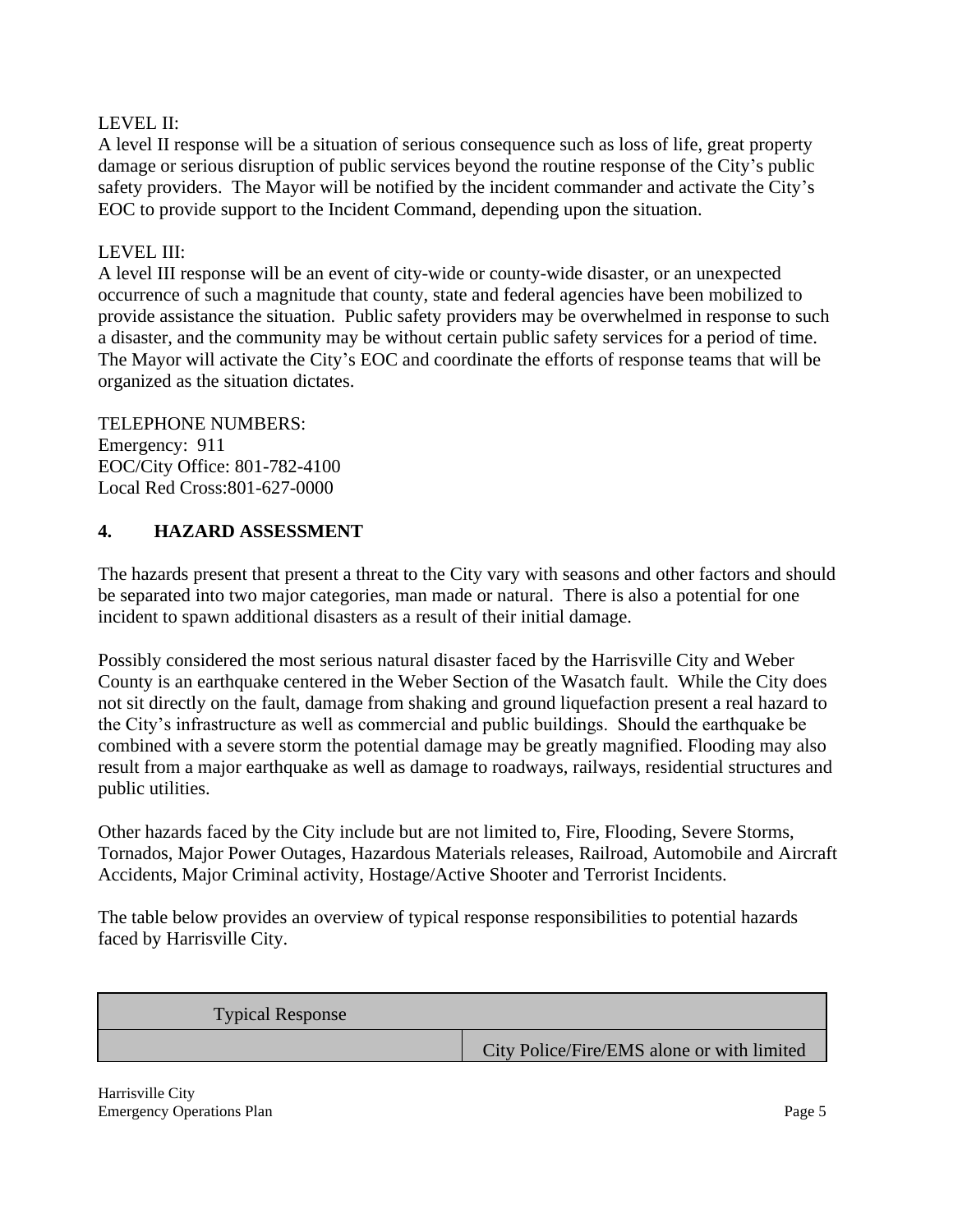LEVEL II:
A level II response will be a situation of serious consequence such as loss of life, great property damage or serious disruption of public services beyond the routine response of the City's public safety providers. The Mayor will be notified by the incident commander and activate the City's EOC to provide support to the Incident Command, depending upon the situation.

LEVEL III:
A level III response will be an event of city-wide or county-wide disaster, or an unexpected occurrence of such a magnitude that county, state and federal agencies have been mobilized to provide assistance the situation. Public safety providers may be overwhelmed in response to such a disaster, and the community may be without certain public safety services for a period of time. The Mayor will activate the City's EOC and coordinate the efforts of response teams that will be organized as the situation dictates.

TELEPHONE NUMBERS:
Emergency: 911
EOC/City Office: 801-782-4100
Local Red Cross:801-627-0000

## 4. HAZARD ASSESSMENT

The hazards present that present a threat to the City vary with seasons and other factors and should be separated into two major categories, man made or natural. There is also a potential for one incident to spawn additional disasters as a result of their initial damage.

Possibly considered the most serious natural disaster faced by the Harrisville City and Weber County is an earthquake centered in the Weber Section of the Wasatch fault. While the City does not sit directly on the fault, damage from shaking and ground liquefaction present a real hazard to the City's infrastructure as well as commercial and public buildings. Should the earthquake be combined with a severe storm the potential damage may be greatly magnified. Flooding may also result from a major earthquake as well as damage to roadways, railways, residential structures and public utilities.

Other hazards faced by the City include but are not limited to, Fire, Flooding, Severe Storms, Tornados, Major Power Outages, Hazardous Materials releases, Railroad, Automobile and Aircraft Accidents, Major Criminal activity, Hostage/Active Shooter and Terrorist Incidents.

The table below provides an overview of typical response responsibilities to potential hazards faced by Harrisville City.

| Typical Response | |
|---|---|
| | City Police/Fire/EMS alone or with limited |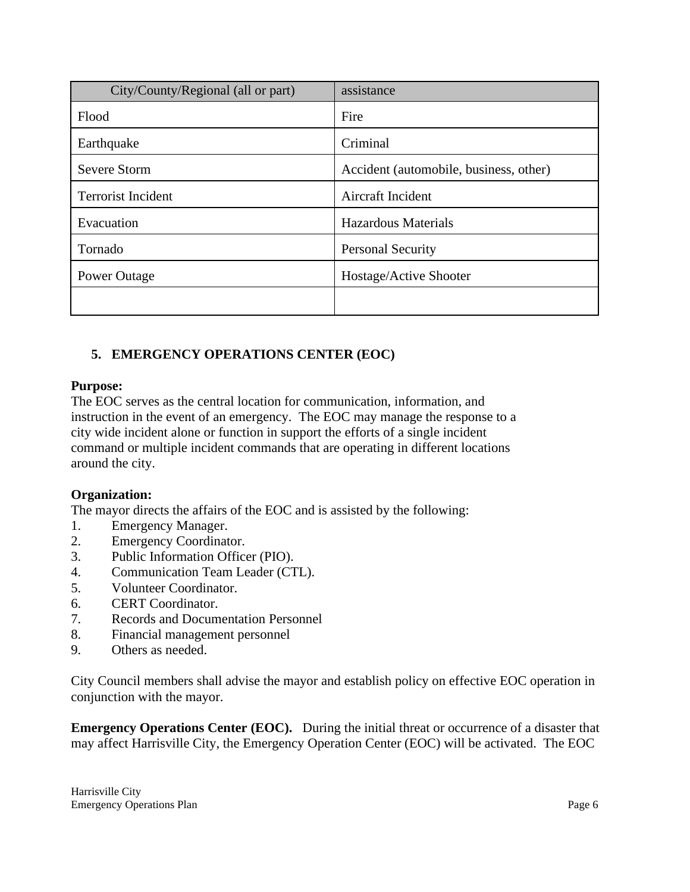| City/County/Regional (all or part) | assistance |
|---|---|
| Flood | Fire |
| Earthquake | Criminal |
| Severe Storm | Accident (automobile, business, other) |
| Terrorist Incident | Aircraft Incident |
| Evacuation | Hazardous Materials |
| Tornado | Personal Security |
| Power Outage | Hostage/Active Shooter |
| | |

## 5. EMERGENCY OPERATIONS CENTER (EOC)

**Purpose:**
The EOC serves as the central location for communication, information, and instruction in the event of an emergency. The EOC may manage the response to a city wide incident alone or function in support the efforts of a single incident command or multiple incident commands that are operating in different locations around the city.

**Organization:**
The mayor directs the affairs of the EOC and is assisted by the following:

1. Emergency Manager.
2. Emergency Coordinator.
3. Public Information Officer (PIO).
4. Communication Team Leader (CTL).
5. Volunteer Coordinator.
6. CERT Coordinator.
7. Records and Documentation Personnel
8. Financial management personnel
9. Others as needed.

City Council members shall advise the mayor and establish policy on effective EOC operation in conjunction with the mayor.

**Emergency Operations Center (EOC).** During the initial threat or occurrence of a disaster that may affect Harrisville City, the Emergency Operation Center (EOC) will be activated. The EOC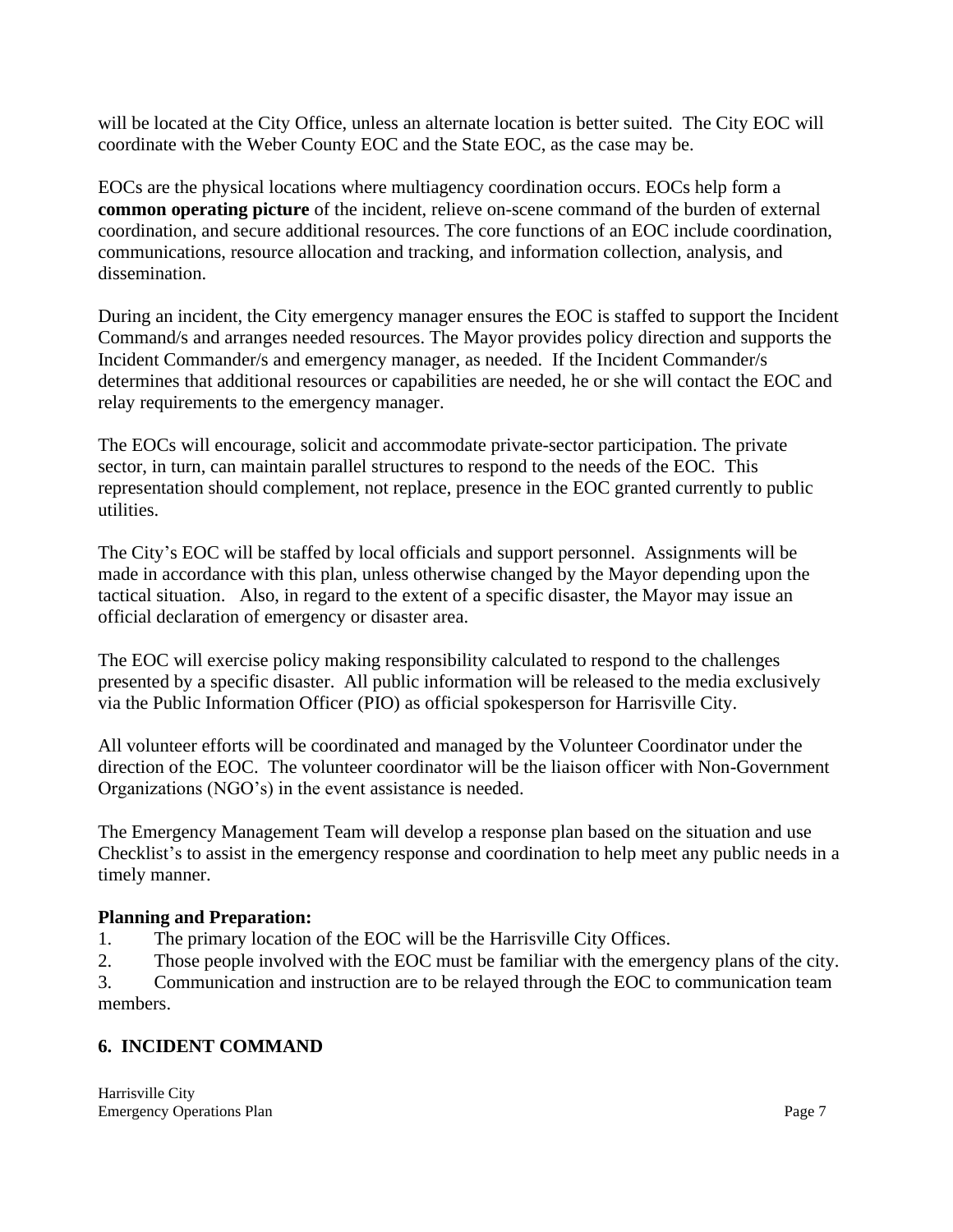will be located at the City Office, unless an alternate location is better suited. The City EOC will coordinate with the Weber County EOC and the State EOC, as the case may be.

EOCs are the physical locations where multiagency coordination occurs. EOCs help form a **common operating picture** of the incident, relieve on-scene command of the burden of external coordination, and secure additional resources. The core functions of an EOC include coordination, communications, resource allocation and tracking, and information collection, analysis, and dissemination.

During an incident, the City emergency manager ensures the EOC is staffed to support the Incident Command/s and arranges needed resources. The Mayor provides policy direction and supports the Incident Commander/s and emergency manager, as needed. If the Incident Commander/s determines that additional resources or capabilities are needed, he or she will contact the EOC and relay requirements to the emergency manager.

The EOCs will encourage, solicit and accommodate private-sector participation. The private sector, in turn, can maintain parallel structures to respond to the needs of the EOC. This representation should complement, not replace, presence in the EOC granted currently to public utilities.

The City's EOC will be staffed by local officials and support personnel. Assignments will be made in accordance with this plan, unless otherwise changed by the Mayor depending upon the tactical situation. Also, in regard to the extent of a specific disaster, the Mayor may issue an official declaration of emergency or disaster area.

The EOC will exercise policy making responsibility calculated to respond to the challenges presented by a specific disaster. All public information will be released to the media exclusively via the Public Information Officer (PIO) as official spokesperson for Harrisville City.

All volunteer efforts will be coordinated and managed by the Volunteer Coordinator under the direction of the EOC. The volunteer coordinator will be the liaison officer with Non-Government Organizations (NGO's) in the event assistance is needed.

The Emergency Management Team will develop a response plan based on the situation and use Checklist's to assist in the emergency response and coordination to help meet any public needs in a timely manner.

**Planning and Preparation:**

1. The primary location of the EOC will be the Harrisville City Offices.
2. Those people involved with the EOC must be familiar with the emergency plans of the city.
3. Communication and instruction are to be relayed through the EOC to communication team members.

## 6. INCIDENT COMMAND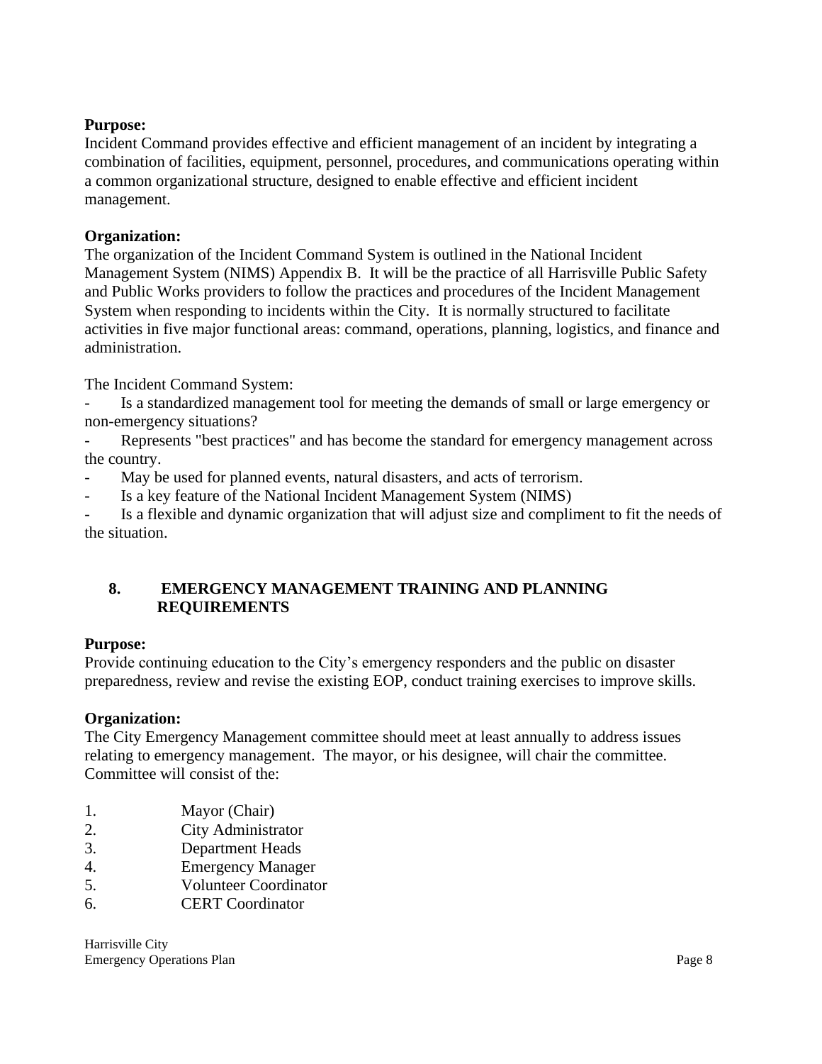**Purpose:**
Incident Command provides effective and efficient management of an incident by integrating a combination of facilities, equipment, personnel, procedures, and communications operating within a common organizational structure, designed to enable effective and efficient incident management.

**Organization:**
The organization of the Incident Command System is outlined in the National Incident Management System (NIMS) Appendix B. It will be the practice of all Harrisville Public Safety and Public Works providers to follow the practices and procedures of the Incident Management System when responding to incidents within the City. It is normally structured to facilitate activities in five major functional areas: command, operations, planning, logistics, and finance and administration.

The Incident Command System:

- Is a standardized management tool for meeting the demands of small or large emergency or non-emergency situations?
- Represents "best practices" and has become the standard for emergency management across the country.
- May be used for planned events, natural disasters, and acts of terrorism.
- Is a key feature of the National Incident Management System (NIMS)
- Is a flexible and dynamic organization that will adjust size and compliment to fit the needs of the situation.

## 8. EMERGENCY MANAGEMENT TRAINING AND PLANNING REQUIREMENTS

**Purpose:**
Provide continuing education to the City's emergency responders and the public on disaster preparedness, review and revise the existing EOP, conduct training exercises to improve skills.

**Organization:**
The City Emergency Management committee should meet at least annually to address issues relating to emergency management. The mayor, or his designee, will chair the committee. Committee will consist of the:

1. Mayor (Chair)
2. City Administrator
3. Department Heads
4. Emergency Manager
5. Volunteer Coordinator
6. CERT Coordinator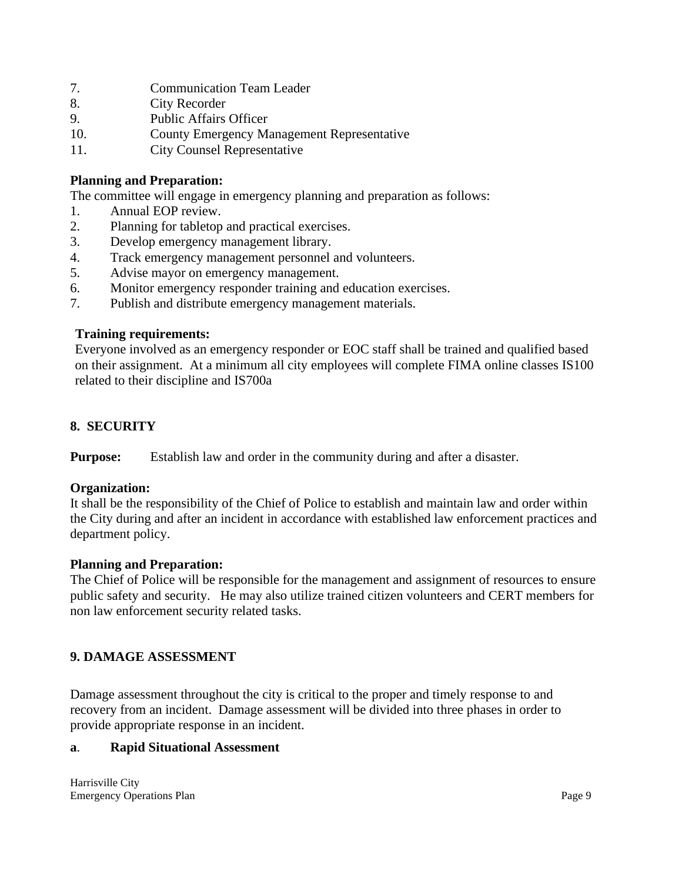7. Communication Team Leader
8. City Recorder
9. Public Affairs Officer
10. County Emergency Management Representative
11. City Counsel Representative

**Planning and Preparation:**
The committee will engage in emergency planning and preparation as follows:

1. Annual EOP review.
2. Planning for tabletop and practical exercises.
3. Develop emergency management library.
4. Track emergency management personnel and volunteers.
5. Advise mayor on emergency management.
6. Monitor emergency responder training and education exercises.
7. Publish and distribute emergency management materials.

**Training requirements:**
Everyone involved as an emergency responder or EOC staff shall be trained and qualified based on their assignment. At a minimum all city employees will complete FIMA online classes IS100 related to their discipline and IS700a

## 8. SECURITY

**Purpose:** Establish law and order in the community during and after a disaster.

**Organization:**
It shall be the responsibility of the Chief of Police to establish and maintain law and order within the City during and after an incident in accordance with established law enforcement practices and department policy.

**Planning and Preparation:**
The Chief of Police will be responsible for the management and assignment of resources to ensure public safety and security. He may also utilize trained citizen volunteers and CERT members for non law enforcement security related tasks.

## 9. DAMAGE ASSESSMENT

Damage assessment throughout the city is critical to the proper and timely response to and recovery from an incident. Damage assessment will be divided into three phases in order to provide appropriate response in an incident.

**a**. **Rapid Situational Assessment**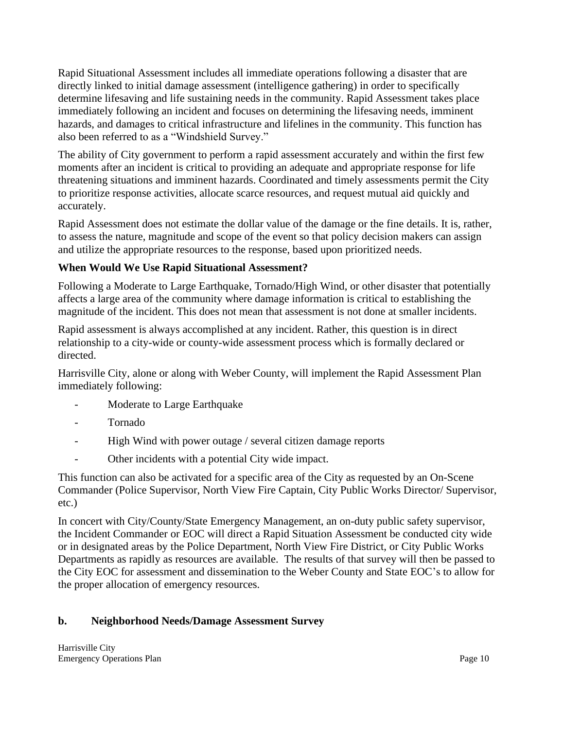Rapid Situational Assessment includes all immediate operations following a disaster that are directly linked to initial damage assessment (intelligence gathering) in order to specifically determine lifesaving and life sustaining needs in the community. Rapid Assessment takes place immediately following an incident and focuses on determining the lifesaving needs, imminent hazards, and damages to critical infrastructure and lifelines in the community. This function has also been referred to as a "Windshield Survey."

The ability of City government to perform a rapid assessment accurately and within the first few moments after an incident is critical to providing an adequate and appropriate response for life threatening situations and imminent hazards. Coordinated and timely assessments permit the City to prioritize response activities, allocate scarce resources, and request mutual aid quickly and accurately.

Rapid Assessment does not estimate the dollar value of the damage or the fine details. It is, rather, to assess the nature, magnitude and scope of the event so that policy decision makers can assign and utilize the appropriate resources to the response, based upon prioritized needs.

**When Would We Use Rapid Situational Assessment?**

Following a Moderate to Large Earthquake, Tornado/High Wind, or other disaster that potentially affects a large area of the community where damage information is critical to establishing the magnitude of the incident. This does not mean that assessment is not done at smaller incidents.

Rapid assessment is always accomplished at any incident. Rather, this question is in direct relationship to a city-wide or county-wide assessment process which is formally declared or directed.

Harrisville City, alone or along with Weber County, will implement the Rapid Assessment Plan immediately following:

- Moderate to Large Earthquake
- Tornado
- High Wind with power outage / several citizen damage reports
- Other incidents with a potential City wide impact.

This function can also be activated for a specific area of the City as requested by an On-Scene Commander (Police Supervisor, North View Fire Captain, City Public Works Director/ Supervisor, etc.)

In concert with City/County/State Emergency Management, an on-duty public safety supervisor, the Incident Commander or EOC will direct a Rapid Situation Assessment be conducted city wide or in designated areas by the Police Department, North View Fire District, or City Public Works Departments as rapidly as resources are available. The results of that survey will then be passed to the City EOC for assessment and dissemination to the Weber County and State EOC's to allow for the proper allocation of emergency resources.

**b. Neighborhood Needs/Damage Assessment Survey**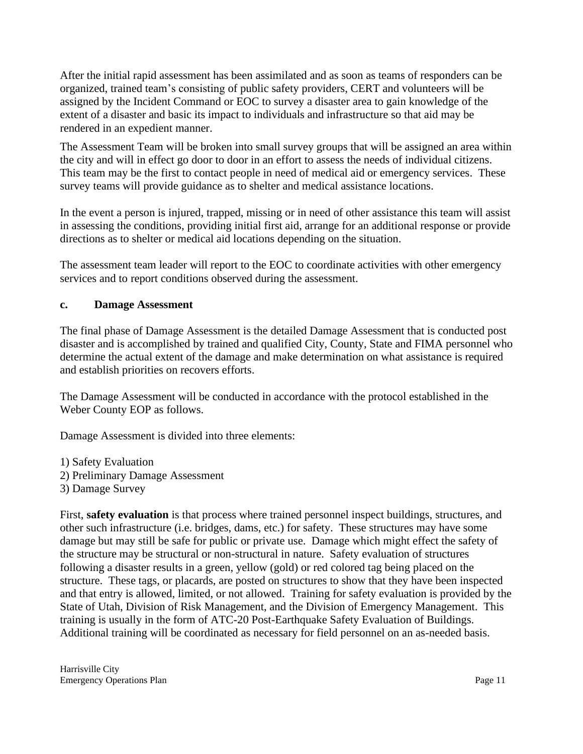After the initial rapid assessment has been assimilated and as soon as teams of responders can be organized, trained team's consisting of public safety providers, CERT and volunteers will be assigned by the Incident Command or EOC to survey a disaster area to gain knowledge of the extent of a disaster and basic its impact to individuals and infrastructure so that aid may be rendered in an expedient manner.

The Assessment Team will be broken into small survey groups that will be assigned an area within the city and will in effect go door to door in an effort to assess the needs of individual citizens. This team may be the first to contact people in need of medical aid or emergency services. These survey teams will provide guidance as to shelter and medical assistance locations.

In the event a person is injured, trapped, missing or in need of other assistance this team will assist in assessing the conditions, providing initial first aid, arrange for an additional response or provide directions as to shelter or medical aid locations depending on the situation.

The assessment team leader will report to the EOC to coordinate activities with other emergency services and to report conditions observed during the assessment.

**c. Damage Assessment**

The final phase of Damage Assessment is the detailed Damage Assessment that is conducted post disaster and is accomplished by trained and qualified City, County, State and FIMA personnel who determine the actual extent of the damage and make determination on what assistance is required and establish priorities on recovers efforts.

The Damage Assessment will be conducted in accordance with the protocol established in the Weber County EOP as follows.

Damage Assessment is divided into three elements:

1) Safety Evaluation
2) Preliminary Damage Assessment
3) Damage Survey

First, **safety evaluation** is that process where trained personnel inspect buildings, structures, and other such infrastructure (i.e. bridges, dams, etc.) for safety. These structures may have some damage but may still be safe for public or private use. Damage which might effect the safety of the structure may be structural or non-structural in nature. Safety evaluation of structures following a disaster results in a green, yellow (gold) or red colored tag being placed on the structure. These tags, or placards, are posted on structures to show that they have been inspected and that entry is allowed, limited, or not allowed. Training for safety evaluation is provided by the State of Utah, Division of Risk Management, and the Division of Emergency Management. This training is usually in the form of ATC-20 Post-Earthquake Safety Evaluation of Buildings. Additional training will be coordinated as necessary for field personnel on an as-needed basis.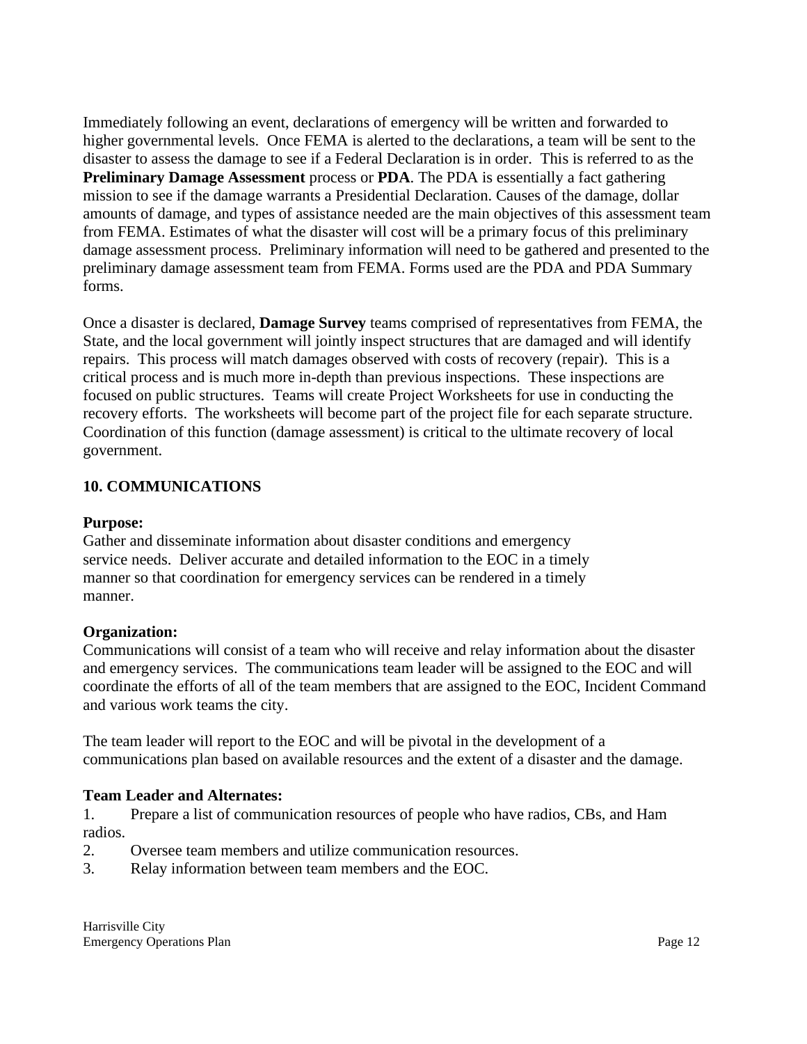Immediately following an event, declarations of emergency will be written and forwarded to higher governmental levels. Once FEMA is alerted to the declarations, a team will be sent to the disaster to assess the damage to see if a Federal Declaration is in order. This is referred to as the **Preliminary Damage Assessment** process or **PDA**. The PDA is essentially a fact gathering mission to see if the damage warrants a Presidential Declaration. Causes of the damage, dollar amounts of damage, and types of assistance needed are the main objectives of this assessment team from FEMA. Estimates of what the disaster will cost will be a primary focus of this preliminary damage assessment process. Preliminary information will need to be gathered and presented to the preliminary damage assessment team from FEMA. Forms used are the PDA and PDA Summary forms.

Once a disaster is declared, **Damage Survey** teams comprised of representatives from FEMA, the State, and the local government will jointly inspect structures that are damaged and will identify repairs. This process will match damages observed with costs of recovery (repair). This is a critical process and is much more in-depth than previous inspections. These inspections are focused on public structures. Teams will create Project Worksheets for use in conducting the recovery efforts. The worksheets will become part of the project file for each separate structure. Coordination of this function (damage assessment) is critical to the ultimate recovery of local government.

## 10. COMMUNICATIONS

**Purpose:**
Gather and disseminate information about disaster conditions and emergency service needs. Deliver accurate and detailed information to the EOC in a timely manner so that coordination for emergency services can be rendered in a timely manner.

**Organization:**
Communications will consist of a team who will receive and relay information about the disaster and emergency services. The communications team leader will be assigned to the EOC and will coordinate the efforts of all of the team members that are assigned to the EOC, Incident Command and various work teams the city.

The team leader will report to the EOC and will be pivotal in the development of a communications plan based on available resources and the extent of a disaster and the damage.

**Team Leader and Alternates:**

1. Prepare a list of communication resources of people who have radios, CBs, and Ham radios.
2. Oversee team members and utilize communication resources.
3. Relay information between team members and the EOC.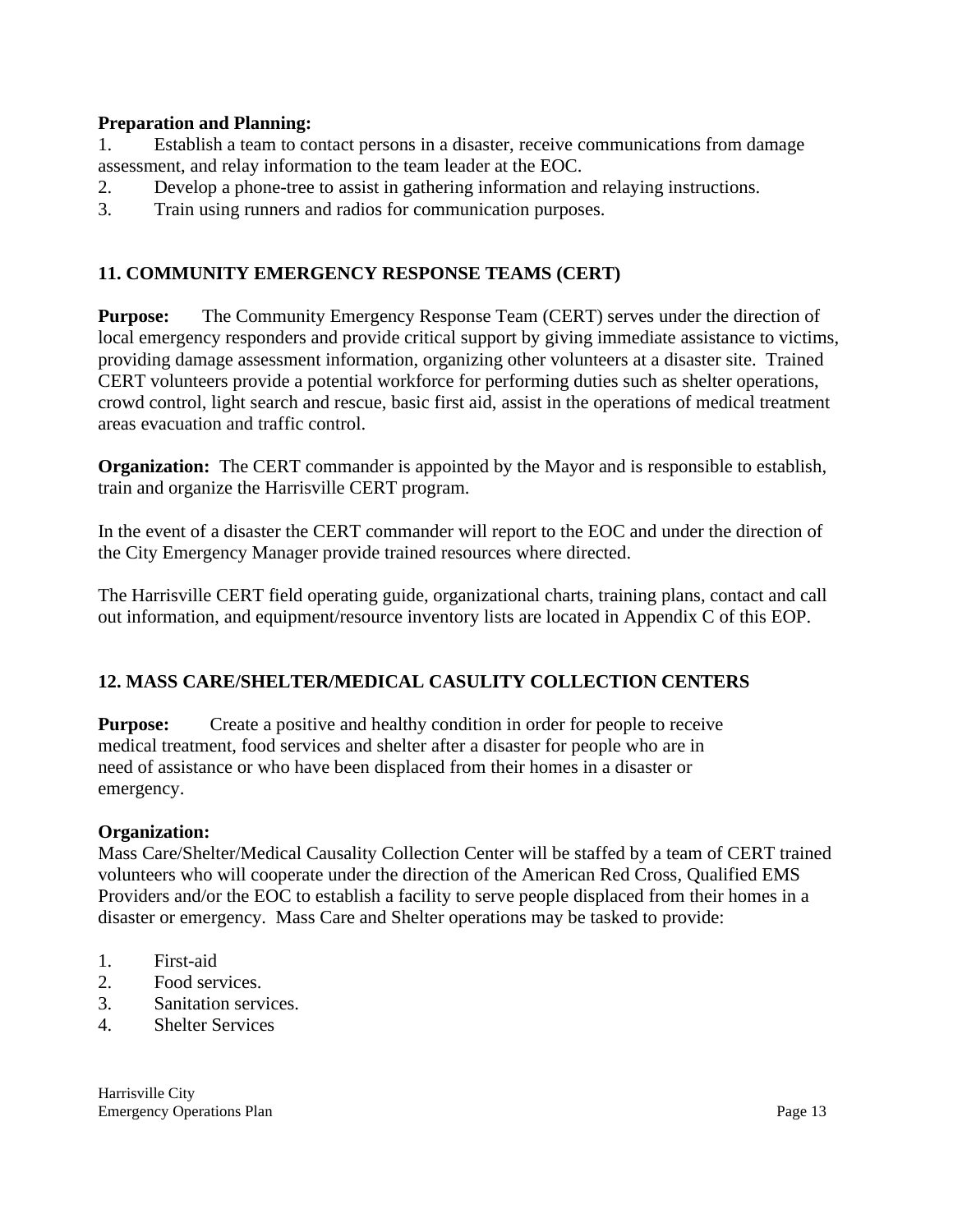**Preparation and Planning:**

1. Establish a team to contact persons in a disaster, receive communications from damage assessment, and relay information to the team leader at the EOC.
2. Develop a phone-tree to assist in gathering information and relaying instructions.
3. Train using runners and radios for communication purposes.

## 11. COMMUNITY EMERGENCY RESPONSE TEAMS (CERT)

**Purpose:** The Community Emergency Response Team (CERT) serves under the direction of local emergency responders and provide critical support by giving immediate assistance to victims, providing damage assessment information, organizing other volunteers at a disaster site. Trained CERT volunteers provide a potential workforce for performing duties such as shelter operations, crowd control, light search and rescue, basic first aid, assist in the operations of medical treatment areas evacuation and traffic control.

**Organization:** The CERT commander is appointed by the Mayor and is responsible to establish, train and organize the Harrisville CERT program.

In the event of a disaster the CERT commander will report to the EOC and under the direction of the City Emergency Manager provide trained resources where directed.

The Harrisville CERT field operating guide, organizational charts, training plans, contact and call out information, and equipment/resource inventory lists are located in Appendix C of this EOP.

## 12. MASS CARE/SHELTER/MEDICAL CASULITY COLLECTION CENTERS

**Purpose:** Create a positive and healthy condition in order for people to receive medical treatment, food services and shelter after a disaster for people who are in need of assistance or who have been displaced from their homes in a disaster or emergency.

**Organization:**
Mass Care/Shelter/Medical Causality Collection Center will be staffed by a team of CERT trained volunteers who will cooperate under the direction of the American Red Cross, Qualified EMS Providers and/or the EOC to establish a facility to serve people displaced from their homes in a disaster or emergency. Mass Care and Shelter operations may be tasked to provide:

1. First-aid
2. Food services.
3. Sanitation services.
4. Shelter Services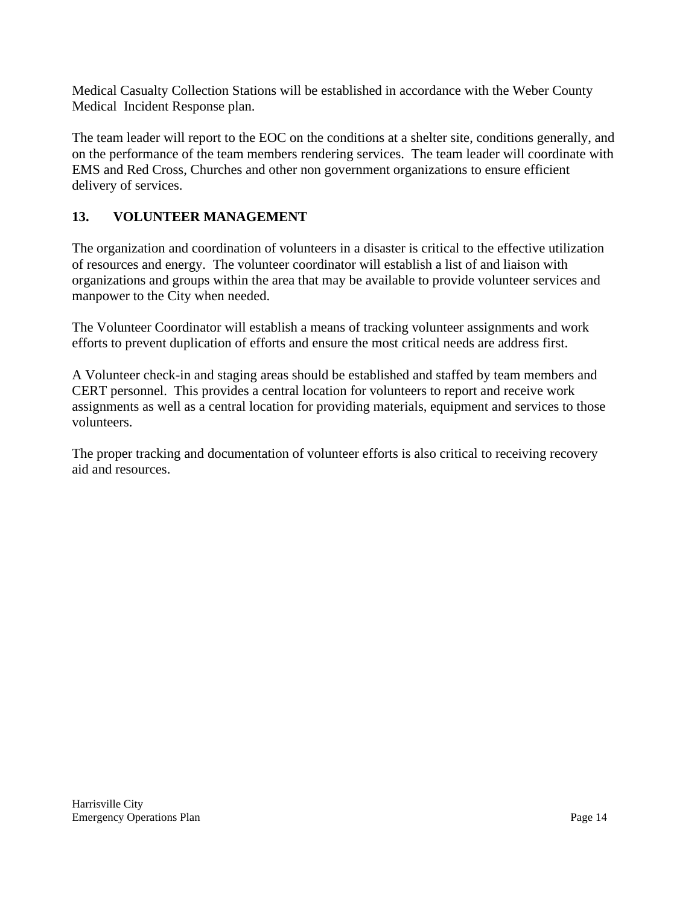Medical Casualty Collection Stations will be established in accordance with the Weber County Medical Incident Response plan.

The team leader will report to the EOC on the conditions at a shelter site, conditions generally, and on the performance of the team members rendering services. The team leader will coordinate with EMS and Red Cross, Churches and other non government organizations to ensure efficient delivery of services.

## 13. VOLUNTEER MANAGEMENT

The organization and coordination of volunteers in a disaster is critical to the effective utilization of resources and energy. The volunteer coordinator will establish a list of and liaison with organizations and groups within the area that may be available to provide volunteer services and manpower to the City when needed.

The Volunteer Coordinator will establish a means of tracking volunteer assignments and work efforts to prevent duplication of efforts and ensure the most critical needs are address first.

A Volunteer check-in and staging areas should be established and staffed by team members and CERT personnel. This provides a central location for volunteers to report and receive work assignments as well as a central location for providing materials, equipment and services to those volunteers.

The proper tracking and documentation of volunteer efforts is also critical to receiving recovery aid and resources.